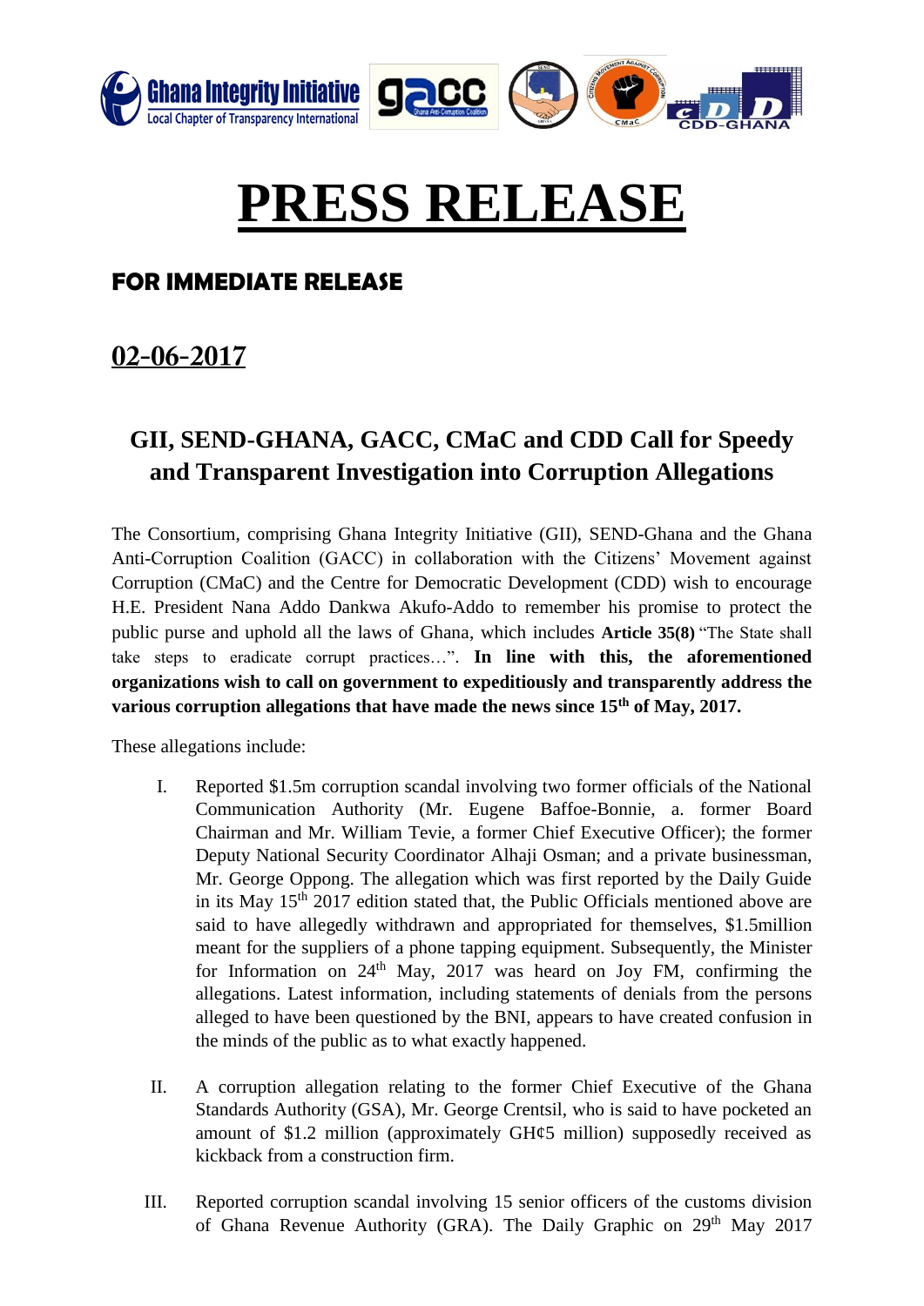# PRESS RELEASE

## FOR IMMEDIATE RELEASE

## 02-06-2017

## GII, SEND-GHANA, GACC, CMaC and CDD Call for Speedy and Transparent Investigation into Corruption Allegations

The Consortium, comprising Ghana Integrity Initiative (GII), SEND-Ghana and the Ghana Anti-Corruption Coalition (GACC) in collaboration with the Citizens' Movement against Corruption (CMaC) and the Centre for Democratic Development (CDD) wish to encourage H.E. President Nana Addo Dankwa Akufo-Addo to remember his promise to protect the public purse and uphold all the laws of Ghana, which includes **Article 35(8)** "The State shall take steps to eradicate corrupt practices…". **In line with this, the aforementioned organizations wish to call on government to expeditiously and transparently address the various corruption allegations that have made the news since 15th of May, 2017.**

These allegations include:

I. Reported $1.5m corruption scandal involving two former officials of the National Communication Authority (Mr. Eugene Baffoe-Bonnie, a. former Board Chairman and Mr. William Tevie, a former Chief Executive Officer); the former Deputy National Security Coordinator Alhaji Osman; and a private businessman, Mr. George Oppong. The allegation which was first reported by the Daily Guide in its May 15th 2017 edition stated that, the Public Officials mentioned above are said to have allegedly withdrawn and appropriated for themselves, $1.5million meant for the suppliers of a phone tapping equipment. Subsequently, the Minister for Information on 24th May, 2017 was heard on Joy FM, confirming the allegations. Latest information, including statements of denials from the persons alleged to have been questioned by the BNI, appears to have created confusion in the minds of the public as to what exactly happened.

II. A corruption allegation relating to the former Chief Executive of the Ghana Standards Authority (GSA), Mr. George Crentsil, who is said to have pocketed an amount of $1.2 million (approximately GH¢5 million) supposedly received as kickback from a construction firm.

III. Reported corruption scandal involving 15 senior officers of the customs division of Ghana Revenue Authority (GRA). The Daily Graphic on 29th May 2017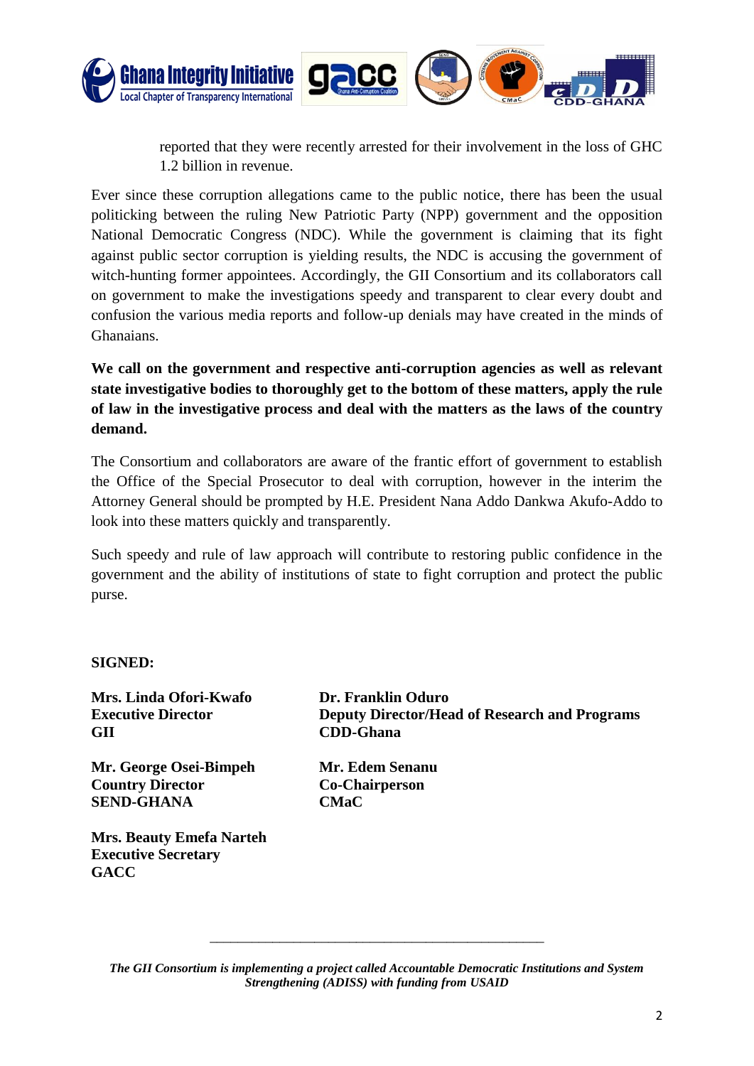reported that they were recently arrested for their involvement in the loss of GHC 1.2 billion in revenue.

Ever since these corruption allegations came to the public notice, there has been the usual politicking between the ruling New Patriotic Party (NPP) government and the opposition National Democratic Congress (NDC). While the government is claiming that its fight against public sector corruption is yielding results, the NDC is accusing the government of witch-hunting former appointees. Accordingly, the GII Consortium and its collaborators call on government to make the investigations speedy and transparent to clear every doubt and confusion the various media reports and follow-up denials may have created in the minds of Ghanaians.

**We call on the government and respective anti-corruption agencies as well as relevant state investigative bodies to thoroughly get to the bottom of these matters, apply the rule of law in the investigative process and deal with the matters as the laws of the country demand.**

The Consortium and collaborators are aware of the frantic effort of government to establish the Office of the Special Prosecutor to deal with corruption, however in the interim the Attorney General should be prompted by H.E. President Nana Addo Dankwa Akufo-Addo to look into these matters quickly and transparently.

Such speedy and rule of law approach will contribute to restoring public confidence in the government and the ability of institutions of state to fight corruption and protect the public purse.

**SIGNED:**

**Mrs. Linda Ofori-Kwafo**
**Executive Director**
**GII**

**Dr. Franklin Oduro**
**Deputy Director/Head of Research and Programs**
**CDD-Ghana**

**Mr. George Osei-Bimpeh**
**Country Director**
**SEND-GHANA**

**Mr. Edem Senanu**
**Co-Chairperson**
**CMaC**

**Mrs. Beauty Emefa Narteh**
**Executive Secretary**
**GACC**

---

***The GII Consortium is implementing a project called Accountable Democratic Institutions and System Strengthening (ADISS) with funding from USAID***